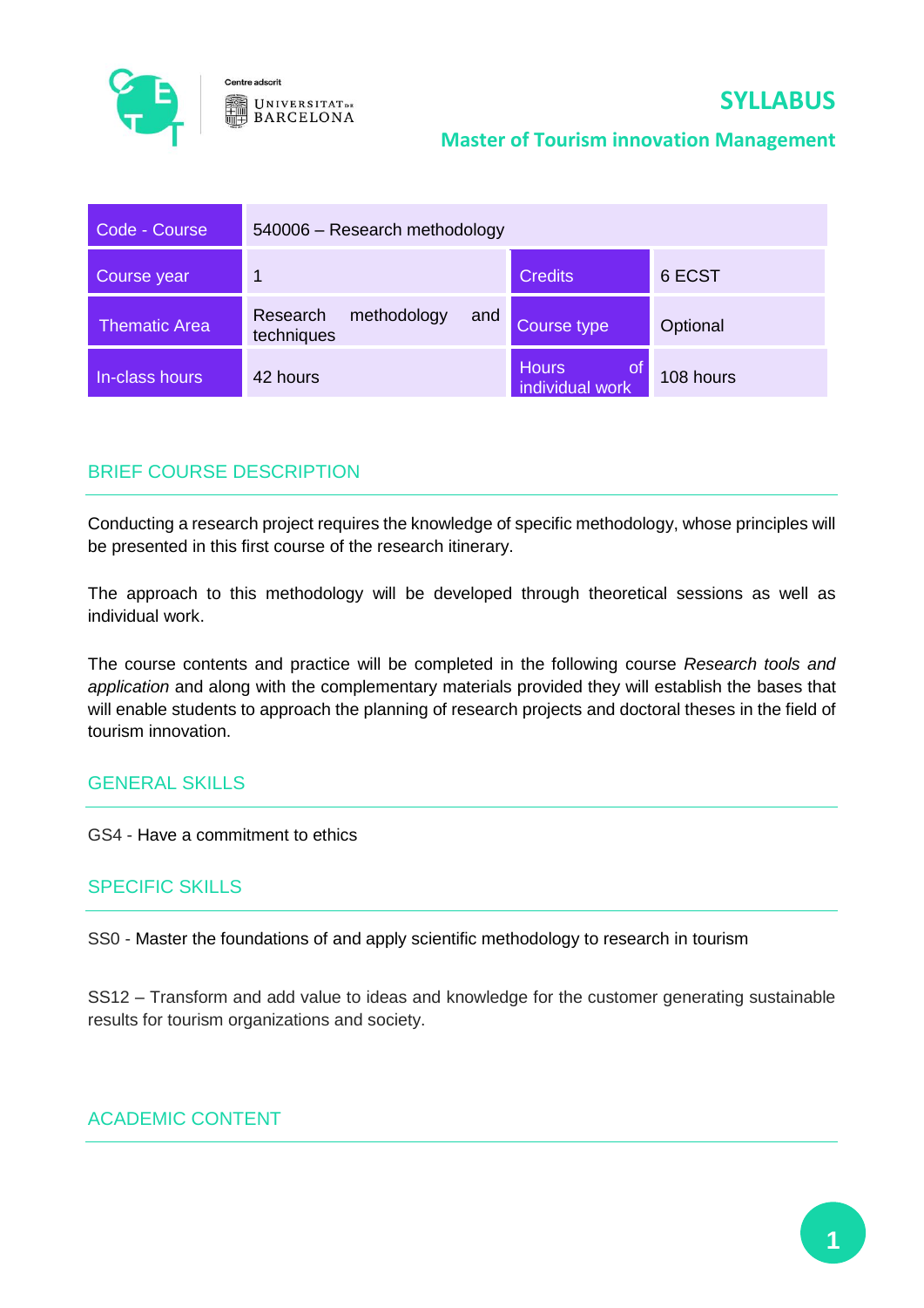# SYLLABUS

## Master of Tourism innovation Management

| Code - Course | 540006 – Research methodology | | |
|---|---|---|---|
| Course year | 1 | Credits | 6 ECST |
| Thematic Area | Research methodology and techniques | Course type | Optional |
| In-class hours | 42 hours | Hours of individual work | 108 hours |

## BRIEF COURSE DESCRIPTION

Conducting a research project requires the knowledge of specific methodology, whose principles will be presented in this first course of the research itinerary.

The approach to this methodology will be developed through theoretical sessions as well as individual work.

The course contents and practice will be completed in the following course *Research tools and application* and along with the complementary materials provided they will establish the bases that will enable students to approach the planning of research projects and doctoral theses in the field of tourism innovation.

## GENERAL SKILLS

GS4 - Have a commitment to ethics

## SPECIFIC SKILLS

SS0 - Master the foundations of and apply scientific methodology to research in tourism

SS12 – Transform and add value to ideas and knowledge for the customer generating sustainable results for tourism organizations and society.

## ACADEMIC CONTENT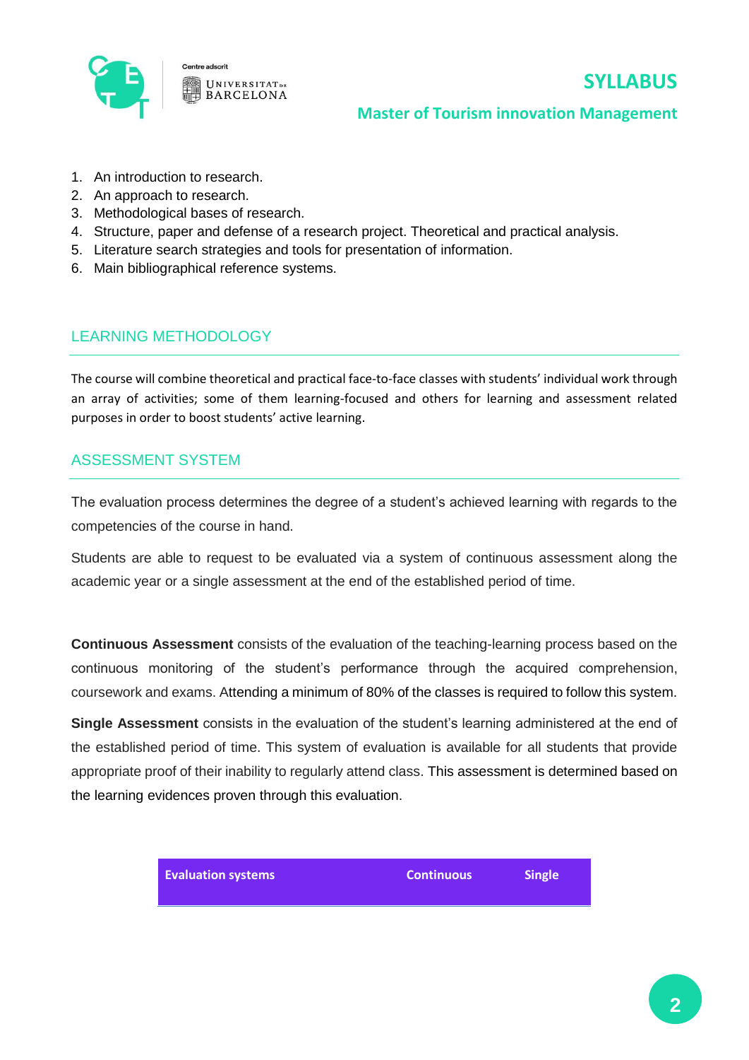1. An introduction to research.
2. An approach to research.
3. Methodological bases of research.
4. Structure, paper and defense of a research project. Theoretical and practical analysis.
5. Literature search strategies and tools for presentation of information.
6. Main bibliographical reference systems.

## LEARNING METHODOLOGY

The course will combine theoretical and practical face-to-face classes with students' individual work through an array of activities; some of them learning-focused and others for learning and assessment related purposes in order to boost students' active learning.

## ASSESSMENT SYSTEM

The evaluation process determines the degree of a student's achieved learning with regards to the competencies of the course in hand.

Students are able to request to be evaluated via a system of continuous assessment along the academic year or a single assessment at the end of the established period of time.

**Continuous Assessment** consists of the evaluation of the teaching-learning process based on the continuous monitoring of the student's performance through the acquired comprehension, coursework and exams. Attending a minimum of 80% of the classes is required to follow this system.

**Single Assessment** consists in the evaluation of the student's learning administered at the end of the established period of time. This system of evaluation is available for all students that provide appropriate proof of their inability to regularly attend class. This assessment is determined based on the learning evidences proven through this evaluation.

| Evaluation systems | Continuous | Single |
|---|---|---|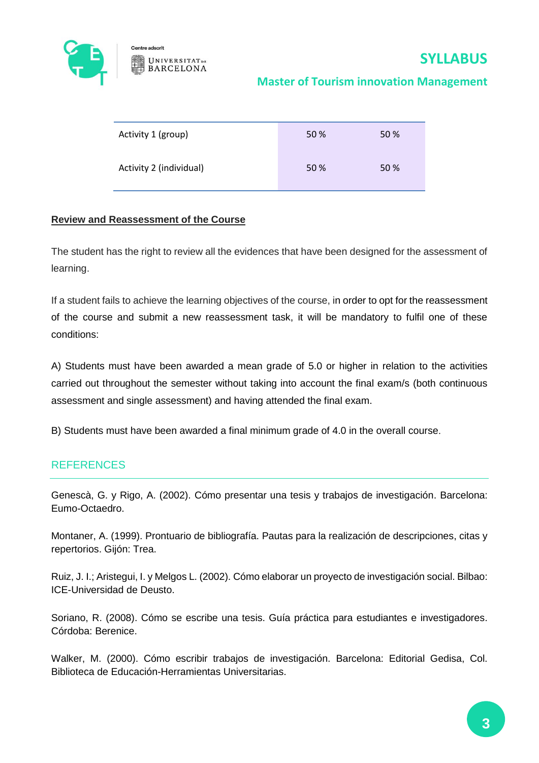| | | |
|---|---|---|
| Activity 1 (group) | 50 % | 50 % |
| Activity 2 (individual) | 50 % | 50 % |

**Review and Reassessment of the Course**

The student has the right to review all the evidences that have been designed for the assessment of learning.

If a student fails to achieve the learning objectives of the course, in order to opt for the reassessment of the course and submit a new reassessment task, it will be mandatory to fulfil one of these conditions:

A) Students must have been awarded a mean grade of 5.0 or higher in relation to the activities carried out throughout the semester without taking into account the final exam/s (both continuous assessment and single assessment) and having attended the final exam.

B) Students must have been awarded a final minimum grade of 4.0 in the overall course.

## REFERENCES

Genescà, G. y Rigo, A. (2002). Cómo presentar una tesis y trabajos de investigación. Barcelona: Eumo-Octaedro.

Montaner, A. (1999). Prontuario de bibliografía. Pautas para la realización de descripciones, citas y repertorios. Gijón: Trea.

Ruiz, J. I.; Aristegui, I. y Melgos L. (2002). Cómo elaborar un proyecto de investigación social. Bilbao: ICE-Universidad de Deusto.

Soriano, R. (2008). Cómo se escribe una tesis. Guía práctica para estudiantes e investigadores. Córdoba: Berenice.

Walker, M. (2000). Cómo escribir trabajos de investigación. Barcelona: Editorial Gedisa, Col. Biblioteca de Educación-Herramientas Universitarias.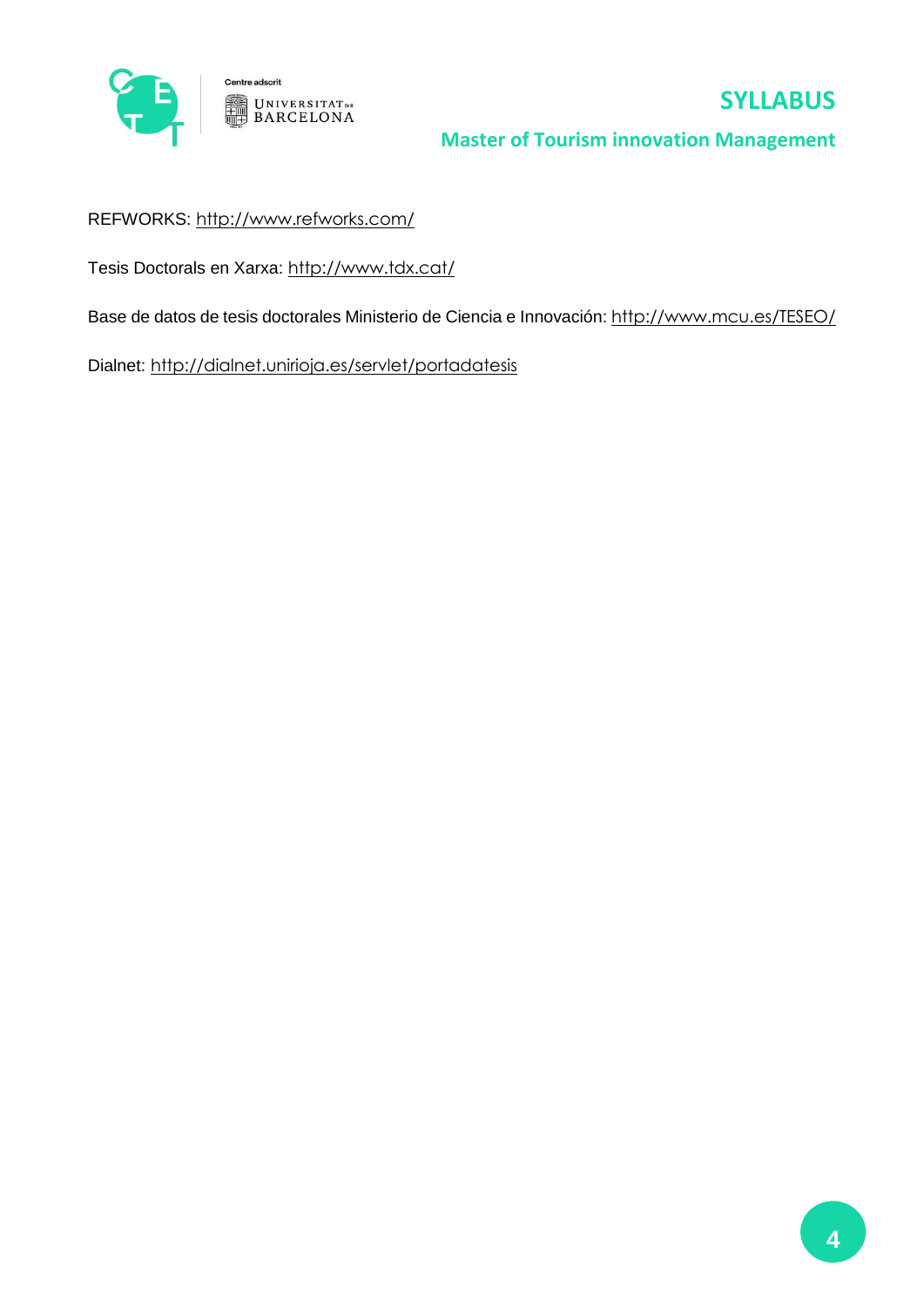REFWORKS: http://www.refworks.com/

Tesis Doctorals en Xarxa: http://www.tdx.cat/

Base de datos de tesis doctorales Ministerio de Ciencia e Innovación: http://www.mcu.es/TESEO/

Dialnet: http://dialnet.unirioja.es/servlet/portadatesis